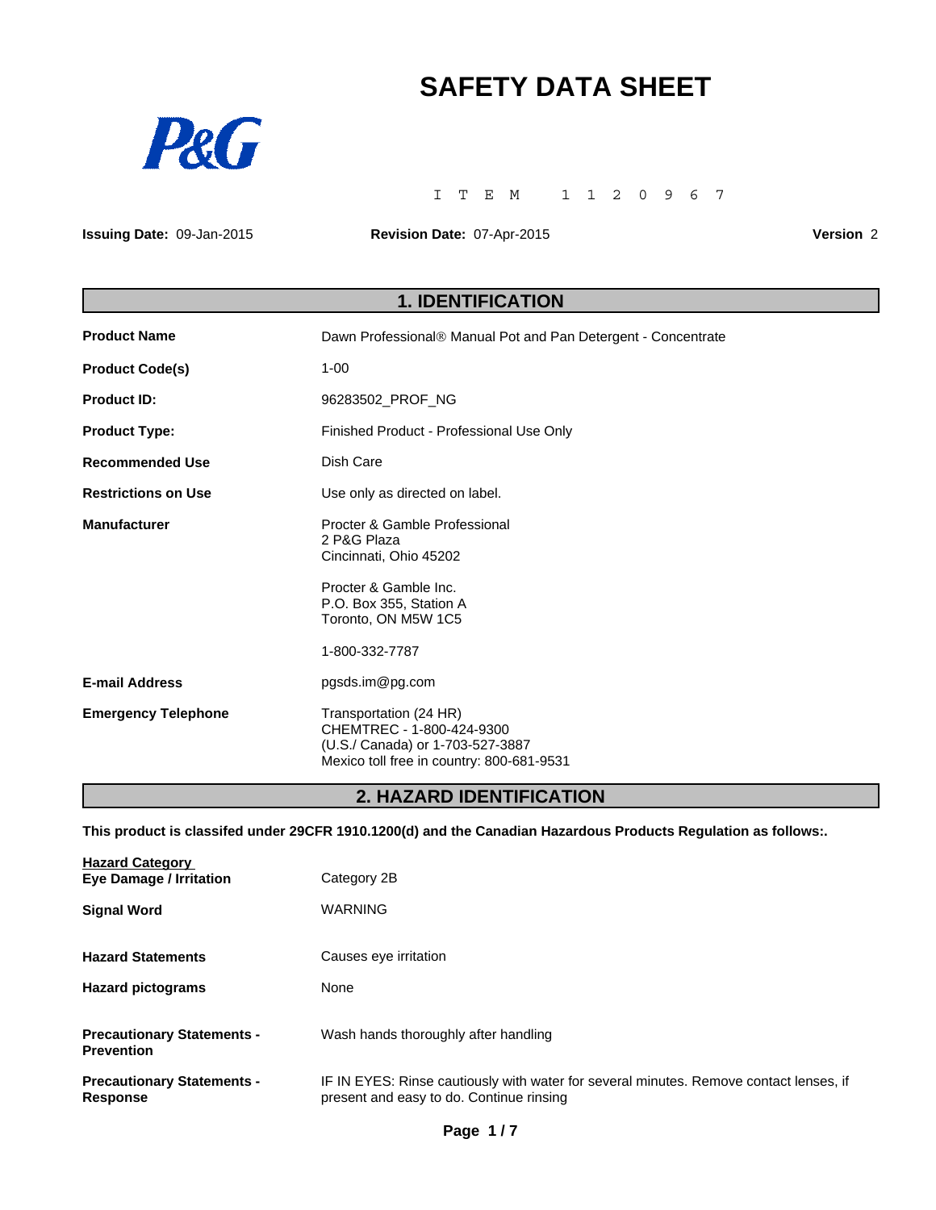# SAFETY DATA SHEET

P&G

ITEM 1120967

**Issuing Date:** 09-Jan-2015 **Revision Date:** 07-Apr-2015 **Version** 2

## 1. IDENTIFICATION

| | |
|---|---|
| **Product Name** | Dawn Professional® Manual Pot and Pan Detergent - Concentrate |
| **Product Code(s)** | 1-00 |
| **Product ID:** | 96283502_PROF_NG |
| **Product Type:** | Finished Product - Professional Use Only |
| **Recommended Use** | Dish Care |
| **Restrictions on Use** | Use only as directed on label. |
| **Manufacturer** | Procter & Gamble Professional<br>2 P&G Plaza<br>Cincinnati, Ohio 45202<br><br>Procter & Gamble Inc.<br>P.O. Box 355, Station A<br>Toronto, ON M5W 1C5<br><br>1-800-332-7787 |
| **E-mail Address** | pgsds.im@pg.com |
| **Emergency Telephone** | Transportation (24 HR)<br>CHEMTREC - 1-800-424-9300<br>(U.S./ Canada) or 1-703-527-3887<br>Mexico toll free in country: 800-681-9531 |

## 2. HAZARD IDENTIFICATION

**This product is classifed under 29CFR 1910.1200(d) and the Canadian Hazardous Products Regulation as follows:.**

| **Hazard Category** | |
|---|---|
| **Eye Damage / Irritation** | Category 2B |
| **Signal Word** | WARNING |
| **Hazard Statements** | Causes eye irritation |
| **Hazard pictograms** | None |
| **Precautionary Statements - Prevention** | Wash hands thoroughly after handling |
| **Precautionary Statements - Response** | IF IN EYES: Rinse cautiously with water for several minutes. Remove contact lenses, if present and easy to do. Continue rinsing |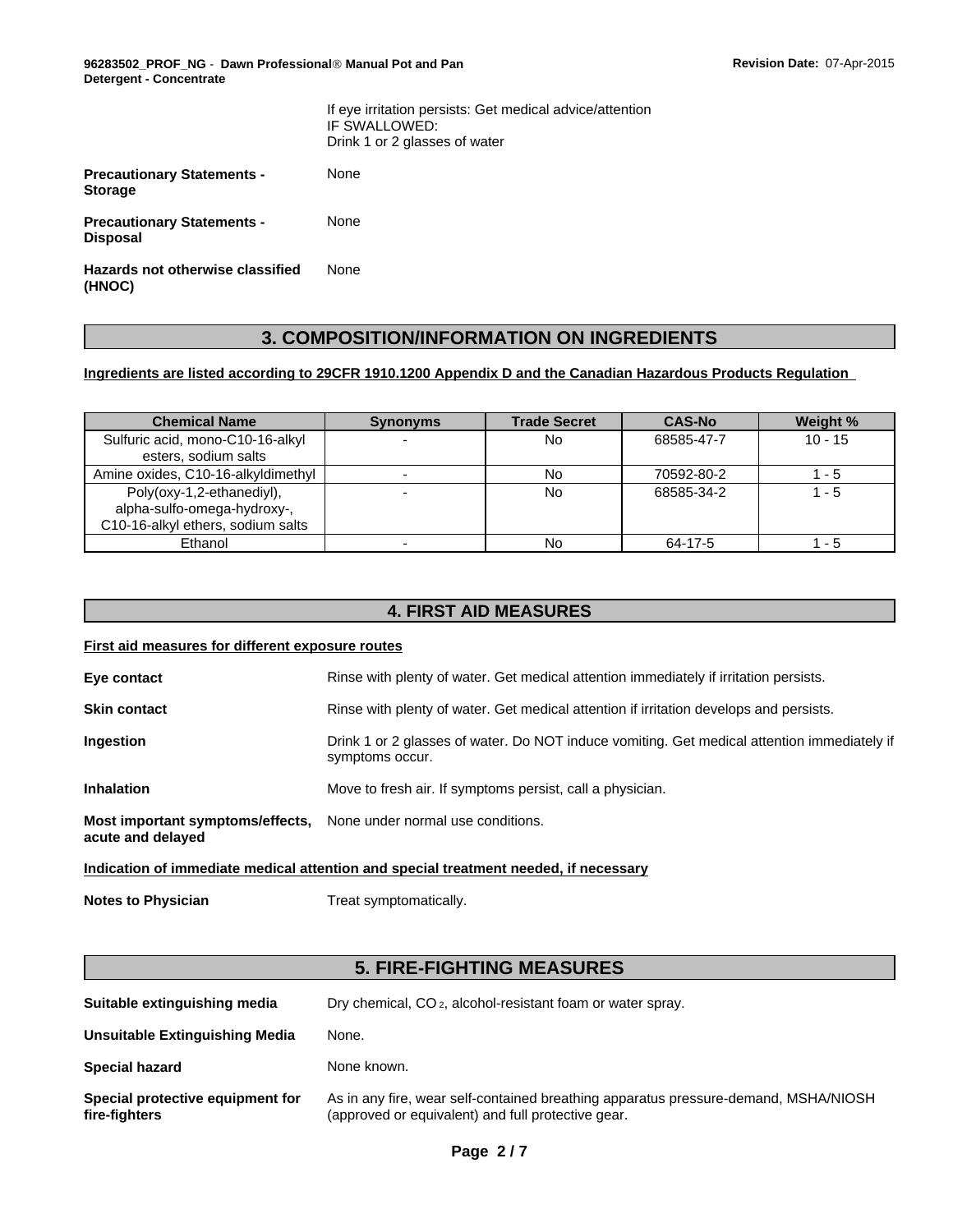If eye irritation persists: Get medical advice/attention
IF SWALLOWED:
Drink 1 or 2 glasses of water

**Precautionary Statements - Storage** None

**Precautionary Statements - Disposal** None

**Hazards not otherwise classified (HNOC)** None

## 3. COMPOSITION/INFORMATION ON INGREDIENTS

**Ingredients are listed according to 29CFR 1910.1200 Appendix D and the Canadian Hazardous Products Regulation**

| Chemical Name | Synonyms | Trade Secret | CAS-No | Weight % |
|---|---|---|---|---|
| Sulfuric acid, mono-C10-16-alkyl esters, sodium salts | - | No | 68585-47-7 | 10 - 15 |
| Amine oxides, C10-16-alkyldimethyl | - | No | 70592-80-2 | 1 - 5 |
| Poly(oxy-1,2-ethanediyl), alpha-sulfo-omega-hydroxy-, C10-16-alkyl ethers, sodium salts | - | No | 68585-34-2 | 1 - 5 |
| Ethanol | - | No | 64-17-5 | 1 - 5 |

## 4. FIRST AID MEASURES

**First aid measures for different exposure routes**

**Eye contact** Rinse with plenty of water. Get medical attention immediately if irritation persists.

**Skin contact** Rinse with plenty of water. Get medical attention if irritation develops and persists.

**Ingestion** Drink 1 or 2 glasses of water. Do NOT induce vomiting. Get medical attention immediately if symptoms occur.

**Inhalation** Move to fresh air. If symptoms persist, call a physician.

**Most important symptoms/effects, acute and delayed** None under normal use conditions.

**Indication of immediate medical attention and special treatment needed, if necessary**

**Notes to Physician** Treat symptomatically.

## 5. FIRE-FIGHTING MEASURES

**Suitable extinguishing media** Dry chemical, $CO_2$, alcohol-resistant foam or water spray.

**Unsuitable Extinguishing Media** None.

**Special hazard** None known.

**Special protective equipment for fire-fighters** As in any fire, wear self-contained breathing apparatus pressure-demand, MSHA/NIOSH (approved or equivalent) and full protective gear.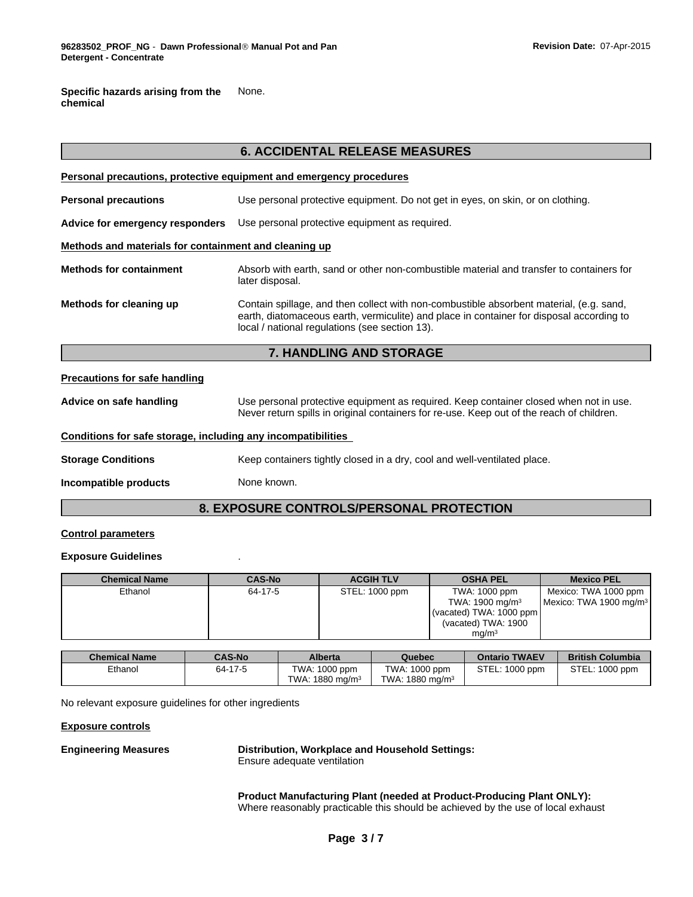**Specific hazards arising from the chemical** None.

## 6. ACCIDENTAL RELEASE MEASURES

**Personal precautions, protective equipment and emergency procedures**

**Personal precautions** Use personal protective equipment. Do not get in eyes, on skin, or on clothing.

**Advice for emergency responders** Use personal protective equipment as required.

**Methods and materials for containment and cleaning up**

**Methods for containment** Absorb with earth, sand or other non-combustible material and transfer to containers for later disposal.

**Methods for cleaning up** Contain spillage, and then collect with non-combustible absorbent material, (e.g. sand, earth, diatomaceous earth, vermiculite) and place in container for disposal according to local / national regulations (see section 13).

## 7. HANDLING AND STORAGE

**Precautions for safe handling**

**Advice on safe handling** Use personal protective equipment as required. Keep container closed when not in use. Never return spills in original containers for re-use. Keep out of the reach of children.

**Conditions for safe storage, including any incompatibilities**

**Storage Conditions** Keep containers tightly closed in a dry, cool and well-ventilated place.

**Incompatible products** None known.

## 8. EXPOSURE CONTROLS/PERSONAL PROTECTION

**Control parameters**

**Exposure Guidelines** .

| Chemical Name | CAS-No | ACGIH TLV | OSHA PEL | Mexico PEL |
|---|---|---|---|---|
| Ethanol | 64-17-5 | STEL: 1000 ppm | TWA: 1000 ppm<br>TWA: 1900 mg/m³<br>(vacated) TWA: 1000 ppm<br>(vacated) TWA: 1900 mg/m³ | Mexico: TWA 1000 ppm<br>Mexico: TWA 1900 mg/m³ |

| Chemical Name | CAS-No | Alberta | Quebec | Ontario TWAEV | British Columbia |
|---|---|---|---|---|---|
| Ethanol | 64-17-5 | TWA: 1000 ppm<br>TWA: 1880 mg/m³ | TWA: 1000 ppm<br>TWA: 1880 mg/m³ | STEL: 1000 ppm | STEL: 1000 ppm |

No relevant exposure guidelines for other ingredients

**Exposure controls**

**Engineering Measures** **Distribution, Workplace and Household Settings:**
Ensure adequate ventilation

**Product Manufacturing Plant (needed at Product-Producing Plant ONLY):**
Where reasonably practicable this should be achieved by the use of local exhaust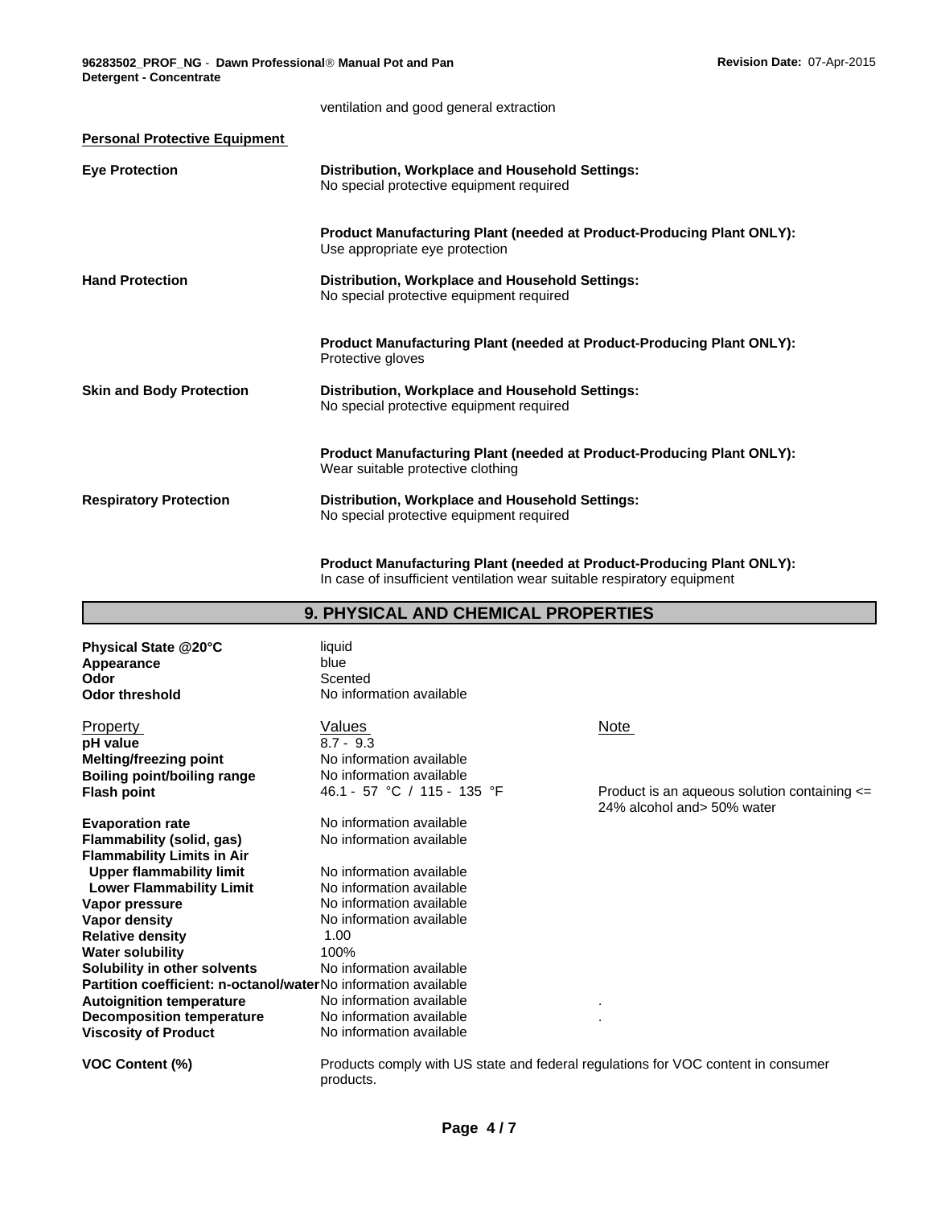ventilation and good general extraction

**Personal Protective Equipment**

| | |
|---|---|
| **Eye Protection** | **Distribution, Workplace and Household Settings:**<br>No special protective equipment required<br><br>**Product Manufacturing Plant (needed at Product-Producing Plant ONLY):**<br>Use appropriate eye protection |
| **Hand Protection** | **Distribution, Workplace and Household Settings:**<br>No special protective equipment required<br><br>**Product Manufacturing Plant (needed at Product-Producing Plant ONLY):**<br>Protective gloves |
| **Skin and Body Protection** | **Distribution, Workplace and Household Settings:**<br>No special protective equipment required<br><br>**Product Manufacturing Plant (needed at Product-Producing Plant ONLY):**<br>Wear suitable protective clothing |
| **Respiratory Protection** | **Distribution, Workplace and Household Settings:**<br>No special protective equipment required<br><br>**Product Manufacturing Plant (needed at Product-Producing Plant ONLY):**<br>In case of insufficient ventilation wear suitable respiratory equipment |

## 9. PHYSICAL AND CHEMICAL PROPERTIES

| | |
|---|---|
| **Physical State @20°C** | liquid |
| **Appearance** | blue |
| **Odor** | Scented |
| **Odor threshold** | No information available |

| Property | Values | Note |
|---|---|---|
| **pH value** | 8.7 - 9.3 | |
| **Melting/freezing point** | No information available | |
| **Boiling point/boiling range** | No information available | |
| **Flash point** | 46.1 - 57 °C / 115 - 135 °F | Product is an aqueous solution containing <= 24% alcohol and> 50% water |
| **Evaporation rate** | No information available | |
| **Flammability (solid, gas)** | No information available | |
| **Flammability Limits in Air** | | |
| **Upper flammability limit** | No information available | |
| **Lower Flammability Limit** | No information available | |
| **Vapor pressure** | No information available | |
| **Vapor density** | No information available | |
| **Relative density** | 1.00 | |
| **Water solubility** | 100% | |
| **Solubility in other solvents** | No information available | |
| **Partition coefficient: n-octanol/water** | No information available | |
| **Autoignition temperature** | No information available | . |
| **Decomposition temperature** | No information available | . |
| **Viscosity of Product** | No information available | |

**VOC Content (%)** Products comply with US state and federal regulations for VOC content in consumer products.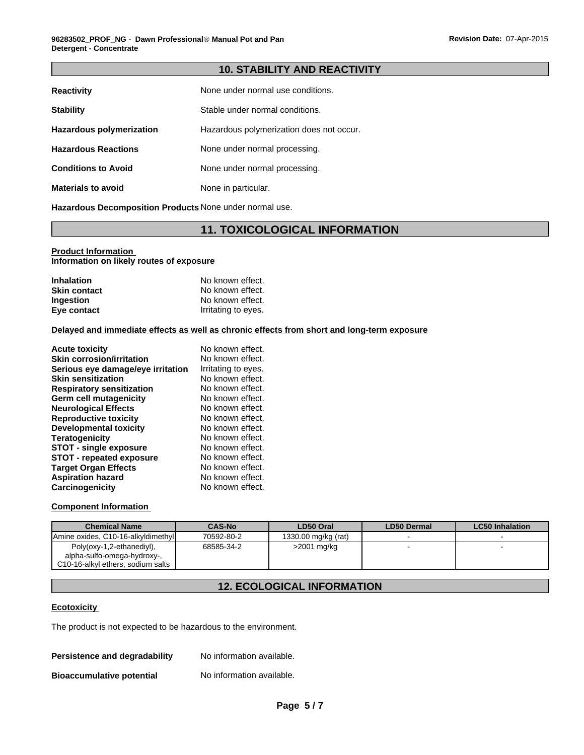## 10. STABILITY AND REACTIVITY

**Reactivity** None under normal use conditions.

**Stability** Stable under normal conditions.

**Hazardous polymerization** Hazardous polymerization does not occur.

**Hazardous Reactions** None under normal processing.

**Conditions to Avoid** None under normal processing.

**Materials to avoid** None in particular.

**Hazardous Decomposition Products** None under normal use.

## 11. TOXICOLOGICAL INFORMATION

**Product Information**
**Information on likely routes of exposure**

| | |
|---|---|
| **Inhalation** | No known effect. |
| **Skin contact** | No known effect. |
| **Ingestion** | No known effect. |
| **Eye contact** | Irritating to eyes. |

**Delayed and immediate effects as well as chronic effects from short and long-term exposure**

| | |
|---|---|
| **Acute toxicity** | No known effect. |
| **Skin corrosion/irritation** | No known effect. |
| **Serious eye damage/eye irritation** | Irritating to eyes. |
| **Skin sensitization** | No known effect. |
| **Respiratory sensitization** | No known effect. |
| **Germ cell mutagenicity** | No known effect. |
| **Neurological Effects** | No known effect. |
| **Reproductive toxicity** | No known effect. |
| **Developmental toxicity** | No known effect. |
| **Teratogenicity** | No known effect. |
| **STOT - single exposure** | No known effect. |
| **STOT - repeated exposure** | No known effect. |
| **Target Organ Effects** | No known effect. |
| **Aspiration hazard** | No known effect. |
| **Carcinogenicity** | No known effect. |

**Component Information**

| Chemical Name | CAS-No | LD50 Oral | LD50 Dermal | LC50 Inhalation |
|---|---|---|---|---|
| Amine oxides, C10-16-alkyldimethyl | 70592-80-2 | 1330.00 mg/kg (rat) | - | - |
| Poly(oxy-1,2-ethanediyl), alpha-sulfo-omega-hydroxy-, C10-16-alkyl ethers, sodium salts | 68585-34-2 | >2001 mg/kg | - | - |

## 12. ECOLOGICAL INFORMATION

**Ecotoxicity**

The product is not expected to be hazardous to the environment.

**Persistence and degradability** No information available.

**Bioaccumulative potential** No information available.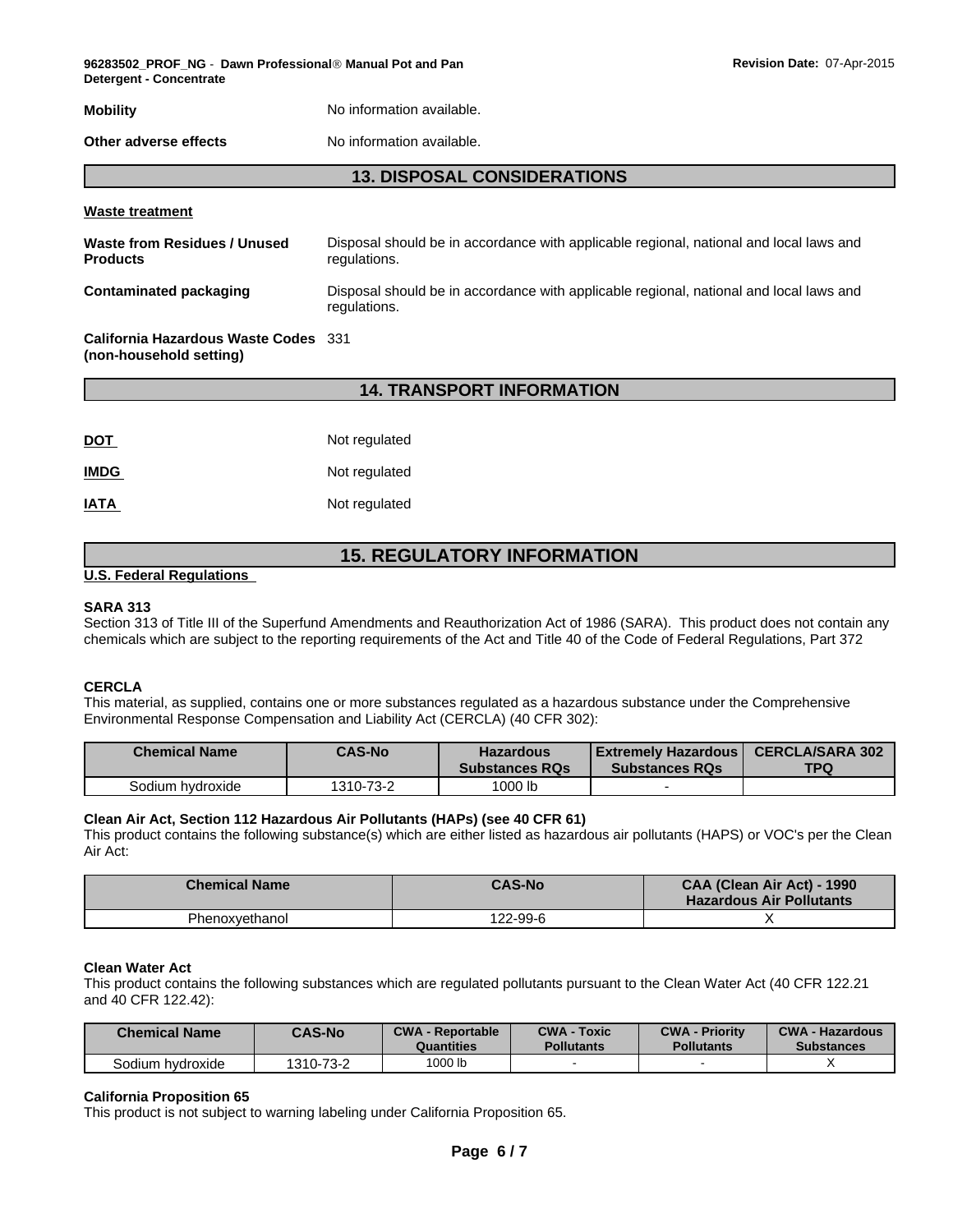| | |
|---|---|
| **Mobility** | No information available. |
| **Other adverse effects** | No information available. |

## 13. DISPOSAL CONSIDERATIONS

**Waste treatment**

| | |
|---|---|
| **Waste from Residues / Unused Products** | Disposal should be in accordance with applicable regional, national and local laws and regulations. |
| **Contaminated packaging** | Disposal should be in accordance with applicable regional, national and local laws and regulations. |
| **California Hazardous Waste Codes (non-household setting)** | 331 |

## 14. TRANSPORT INFORMATION

| | |
|---|---|
| **DOT** | Not regulated |
| **IMDG** | Not regulated |
| **IATA** | Not regulated |

## 15. REGULATORY INFORMATION

**U.S. Federal Regulations**

**SARA 313**

Section 313 of Title III of the Superfund Amendments and Reauthorization Act of 1986 (SARA). This product does not contain any chemicals which are subject to the reporting requirements of the Act and Title 40 of the Code of Federal Regulations, Part 372

**CERCLA**

This material, as supplied, contains one or more substances regulated as a hazardous substance under the Comprehensive Environmental Response Compensation and Liability Act (CERCLA) (40 CFR 302):

| Chemical Name | CAS-No | Hazardous Substances RQs | Extremely Hazardous Substances RQs | CERCLA/SARA 302 TPQ |
|---|---|---|---|---|
| Sodium hydroxide | 1310-73-2 | 1000 lb | - | |

**Clean Air Act, Section 112 Hazardous Air Pollutants (HAPs) (see 40 CFR 61)**

This product contains the following substance(s) which are either listed as hazardous air pollutants (HAPS) or VOC's per the Clean Air Act:

| Chemical Name | CAS-No | CAA (Clean Air Act) - 1990 Hazardous Air Pollutants |
|---|---|---|
| Phenoxyethanol | 122-99-6 | X |

**Clean Water Act**

This product contains the following substances which are regulated pollutants pursuant to the Clean Water Act (40 CFR 122.21 and 40 CFR 122.42):

| Chemical Name | CAS-No | CWA - Reportable Quantities | CWA - Toxic Pollutants | CWA - Priority Pollutants | CWA - Hazardous Substances |
|---|---|---|---|---|---|
| Sodium hydroxide | 1310-73-2 | 1000 lb | - | - | X |

**California Proposition 65**

This product is not subject to warning labeling under California Proposition 65.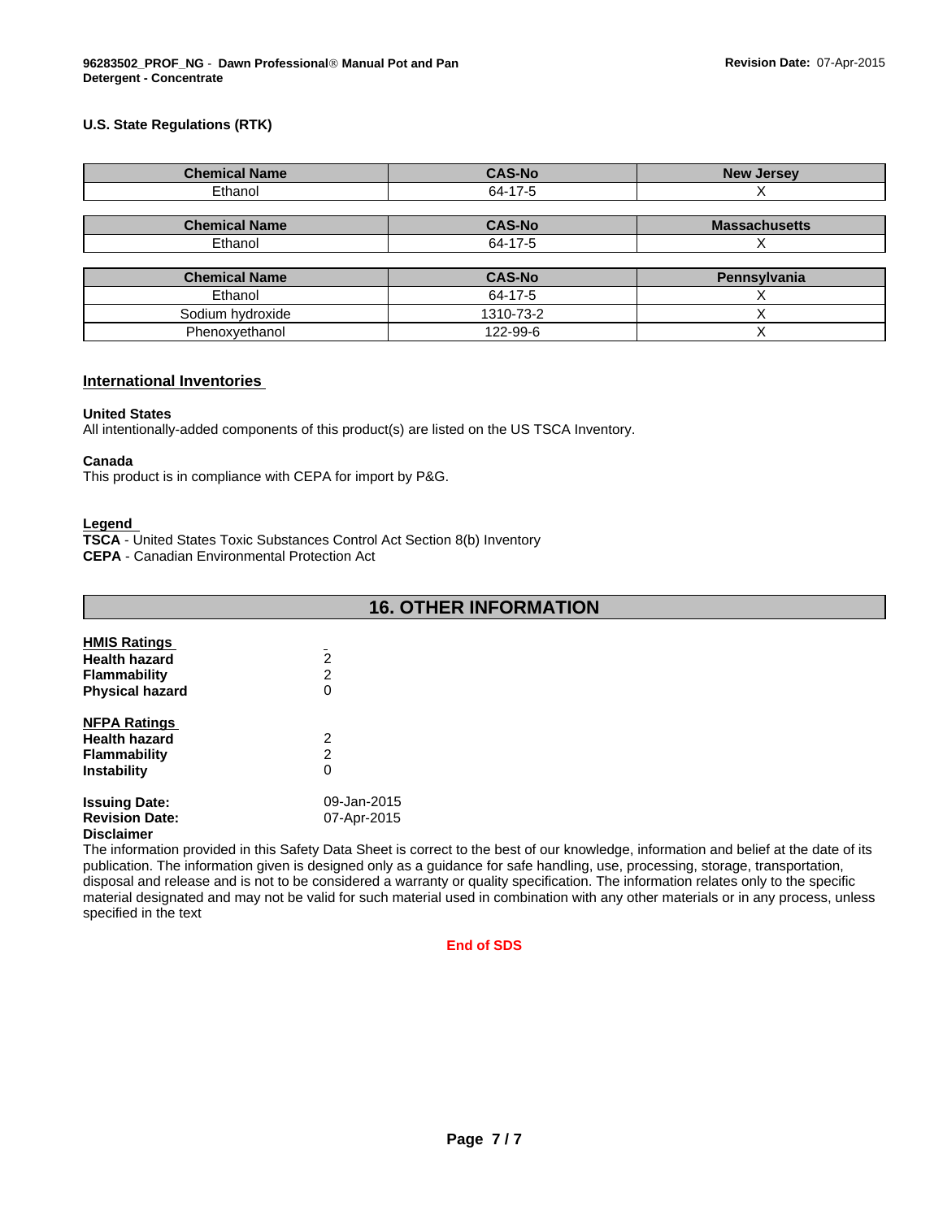### U.S. State Regulations (RTK)

| Chemical Name | CAS-No | New Jersey |
| --- | --- | --- |
| Ethanol | 64-17-5 | X |

| Chemical Name | CAS-No | Massachusetts |
| --- | --- | --- |
| Ethanol | 64-17-5 | X |

| Chemical Name | CAS-No | Pennsylvania |
| --- | --- | --- |
| Ethanol | 64-17-5 | X |
| Sodium hydroxide | 1310-73-2 | X |
| Phenoxyethanol | 122-99-6 | X |

### International Inventories

**United States**
All intentionally-added components of this product(s) are listed on the US TSCA Inventory.

**Canada**
This product is in compliance with CEPA for import by P&G.

**Legend**
**TSCA** - United States Toxic Substances Control Act Section 8(b) Inventory
**CEPA** - Canadian Environmental Protection Act

## 16. OTHER INFORMATION

**HMIS Ratings**
**Health hazard** 2
**Flammability** 2
**Physical hazard** 0

**NFPA Ratings**
**Health hazard** 2
**Flammability** 2
**Instability** 0

**Issuing Date:** 09-Jan-2015
**Revision Date:** 07-Apr-2015

**Disclaimer**
The information provided in this Safety Data Sheet is correct to the best of our knowledge, information and belief at the date of its publication. The information given is designed only as a guidance for safe handling, use, processing, storage, transportation, disposal and release and is not to be considered a warranty or quality specification. The information relates only to the specific material designated and may not be valid for such material used in combination with any other materials or in any process, unless specified in the text

**End of SDS**